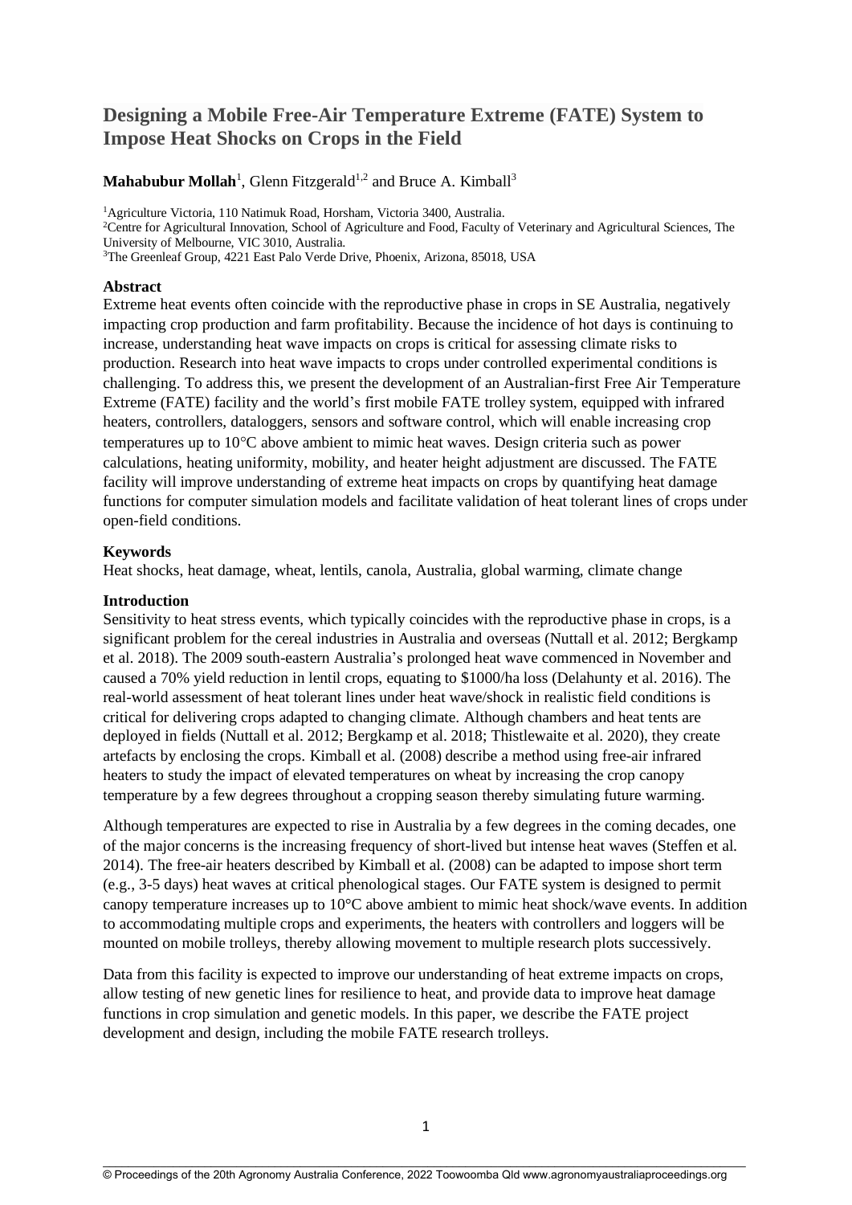# Designing a Mobile Free-Air Temperature Extreme (FATE) System to Impose Heat Shocks on Crops in the Field

**Mahabubur Mollah**[1], Glenn Fitzgerald[1,2] and Bruce A. Kimball[3]

[1]Agriculture Victoria, 110 Natimuk Road, Horsham, Victoria 3400, Australia.
[2]Centre for Agricultural Innovation, School of Agriculture and Food, Faculty of Veterinary and Agricultural Sciences, The University of Melbourne, VIC 3010, Australia.
[3]The Greenleaf Group, 4221 East Palo Verde Drive, Phoenix, Arizona, 85018, USA

## Abstract

Extreme heat events often coincide with the reproductive phase in crops in SE Australia, negatively impacting crop production and farm profitability. Because the incidence of hot days is continuing to increase, understanding heat wave impacts on crops is critical for assessing climate risks to production. Research into heat wave impacts to crops under controlled experimental conditions is challenging. To address this, we present the development of an Australian-first Free Air Temperature Extreme (FATE) facility and the world's first mobile FATE trolley system, equipped with infrared heaters, controllers, dataloggers, sensors and software control, which will enable increasing crop temperatures up to 10°C above ambient to mimic heat waves. Design criteria such as power calculations, heating uniformity, mobility, and heater height adjustment are discussed. The FATE facility will improve understanding of extreme heat impacts on crops by quantifying heat damage functions for computer simulation models and facilitate validation of heat tolerant lines of crops under open-field conditions.

## Keywords

Heat shocks, heat damage, wheat, lentils, canola, Australia, global warming, climate change

## Introduction

Sensitivity to heat stress events, which typically coincides with the reproductive phase in crops, is a significant problem for the cereal industries in Australia and overseas (Nuttall et al. 2012; Bergkamp et al. 2018). The 2009 south-eastern Australia's prolonged heat wave commenced in November and caused a 70% yield reduction in lentil crops, equating to \$1000/ha loss (Delahunty et al. 2016). The real-world assessment of heat tolerant lines under heat wave/shock in realistic field conditions is critical for delivering crops adapted to changing climate. Although chambers and heat tents are deployed in fields (Nuttall et al. 2012; Bergkamp et al. 2018; Thistlewaite et al. 2020), they create artefacts by enclosing the crops. Kimball et al. (2008) describe a method using free-air infrared heaters to study the impact of elevated temperatures on wheat by increasing the crop canopy temperature by a few degrees throughout a cropping season thereby simulating future warming.

Although temperatures are expected to rise in Australia by a few degrees in the coming decades, one of the major concerns is the increasing frequency of short-lived but intense heat waves (Steffen et al. 2014). The free-air heaters described by Kimball et al. (2008) can be adapted to impose short term (e.g., 3-5 days) heat waves at critical phenological stages. Our FATE system is designed to permit canopy temperature increases up to 10°C above ambient to mimic heat shock/wave events. In addition to accommodating multiple crops and experiments, the heaters with controllers and loggers will be mounted on mobile trolleys, thereby allowing movement to multiple research plots successively.

Data from this facility is expected to improve our understanding of heat extreme impacts on crops, allow testing of new genetic lines for resilience to heat, and provide data to improve heat damage functions in crop simulation and genetic models. In this paper, we describe the FATE project development and design, including the mobile FATE research trolleys.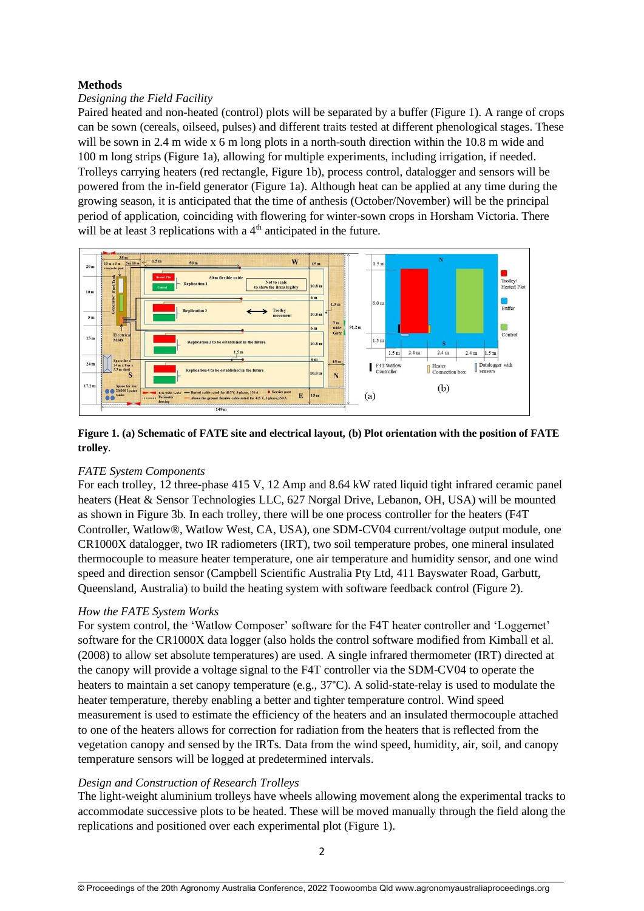## Methods

*Designing the Field Facility*

Paired heated and non-heated (control) plots will be separated by a buffer (Figure 1). A range of crops can be sown (cereals, oilseed, pulses) and different traits tested at different phenological stages. These will be sown in 2.4 m wide x 6 m long plots in a north-south direction within the 10.8 m wide and 100 m long strips (Figure 1a), allowing for multiple experiments, including irrigation, if needed. Trolleys carrying heaters (red rectangle, Figure 1b), process control, datalogger and sensors will be powered from the in-field generator (Figure 1a). Although heat can be applied at any time during the growing season, it is anticipated that the time of anthesis (October/November) will be the principal period of application, coinciding with flowering for winter-sown crops in Horsham Victoria. There will be at least 3 replications with a 4th anticipated in the future.

**Figure 1. (a) Schematic of FATE site and electrical layout, (b) Plot orientation with the position of FATE trolley**.

*FATE System Components*

For each trolley, 12 three-phase 415 V, 12 Amp and 8.64 kW rated liquid tight infrared ceramic panel heaters (Heat & Sensor Technologies LLC, 627 Norgal Drive, Lebanon, OH, USA) will be mounted as shown in Figure 3b. In each trolley, there will be one process controller for the heaters (F4T Controller, Watlow®, Watlow West, CA, USA), one SDM-CV04 current/voltage output module, one CR1000X datalogger, two IR radiometers (IRT), two soil temperature probes, one mineral insulated thermocouple to measure heater temperature, one air temperature and humidity sensor, and one wind speed and direction sensor (Campbell Scientific Australia Pty Ltd, 411 Bayswater Road, Garbutt, Queensland, Australia) to build the heating system with software feedback control (Figure 2).

*How the FATE System Works*

For system control, the 'Watlow Composer' software for the F4T heater controller and 'Loggernet' software for the CR1000X data logger (also holds the control software modified from Kimball et al. (2008) to allow set absolute temperatures) are used. A single infrared thermometer (IRT) directed at the canopy will provide a voltage signal to the F4T controller via the SDM-CV04 to operate the heaters to maintain a set canopy temperature (e.g., 37°C). A solid-state-relay is used to modulate the heater temperature, thereby enabling a better and tighter temperature control. Wind speed measurement is used to estimate the efficiency of the heaters and an insulated thermocouple attached to one of the heaters allows for correction for radiation from the heaters that is reflected from the vegetation canopy and sensed by the IRTs. Data from the wind speed, humidity, air, soil, and canopy temperature sensors will be logged at predetermined intervals.

*Design and Construction of Research Trolleys*

The light-weight aluminium trolleys have wheels allowing movement along the experimental tracks to accommodate successive plots to be heated. These will be moved manually through the field along the replications and positioned over each experimental plot (Figure 1).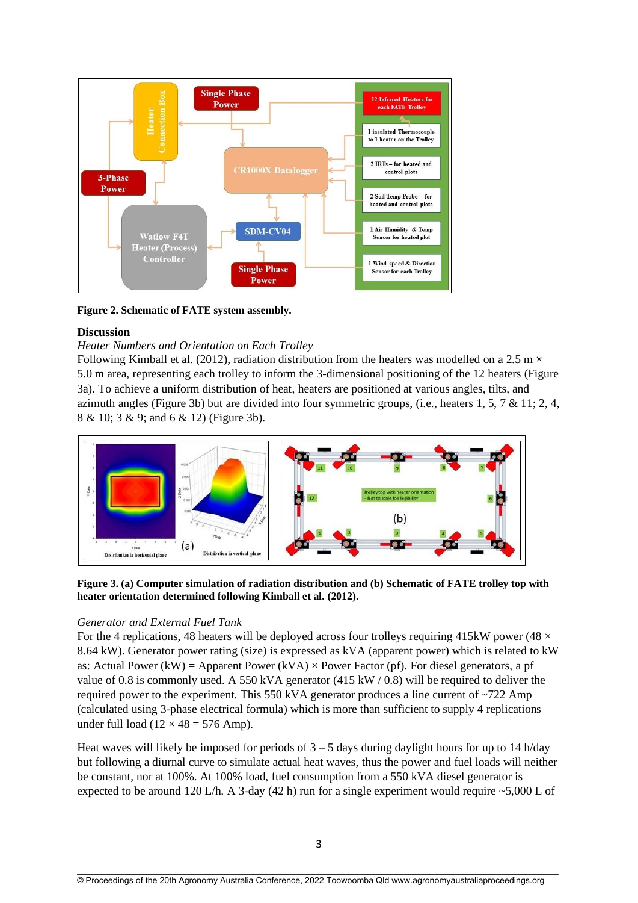**Figure 2. Schematic of FATE system assembly.**

## Discussion

*Heater Numbers and Orientation on Each Trolley*

Following Kimball et al. (2012), radiation distribution from the heaters was modelled on a 2.5 m × 5.0 m area, representing each trolley to inform the 3-dimensional positioning of the 12 heaters (Figure 3a). To achieve a uniform distribution of heat, heaters are positioned at various angles, tilts, and azimuth angles (Figure 3b) but are divided into four symmetric groups, (i.e., heaters 1, 5, 7 & 11; 2, 4, 8 & 10; 3 & 9; and 6 & 12) (Figure 3b).

**Figure 3. (a) Computer simulation of radiation distribution and (b) Schematic of FATE trolley top with heater orientation determined following Kimball et al. (2012).**

*Generator and External Fuel Tank*

For the 4 replications, 48 heaters will be deployed across four trolleys requiring 415kW power (48 × 8.64 kW). Generator power rating (size) is expressed as kVA (apparent power) which is related to kW as: Actual Power (kW) = Apparent Power (kVA) × Power Factor (pf). For diesel generators, a pf value of 0.8 is commonly used. A 550 kVA generator (415 kW / 0.8) will be required to deliver the required power to the experiment. This 550 kVA generator produces a line current of ~722 Amp (calculated using 3-phase electrical formula) which is more than sufficient to supply 4 replications under full load (12 × 48 = 576 Amp).

Heat waves will likely be imposed for periods of 3 – 5 days during daylight hours for up to 14 h/day but following a diurnal curve to simulate actual heat waves, thus the power and fuel loads will neither be constant, nor at 100%. At 100% load, fuel consumption from a 550 kVA diesel generator is expected to be around 120 L/h. A 3-day (42 h) run for a single experiment would require ~5,000 L of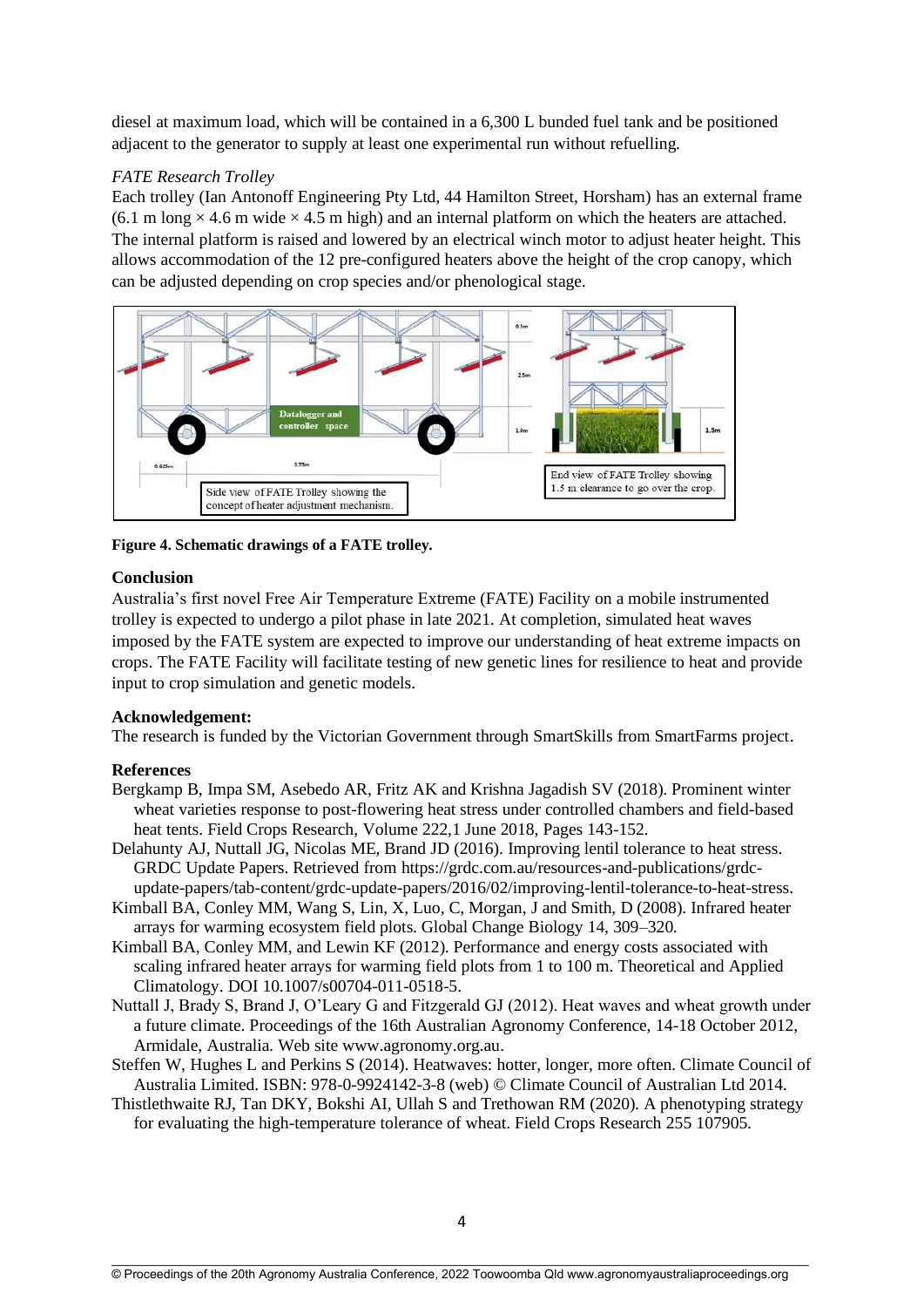diesel at maximum load, which will be contained in a 6,300 L bunded fuel tank and be positioned adjacent to the generator to supply at least one experimental run without refuelling.

*FATE Research Trolley*

Each trolley (Ian Antonoff Engineering Pty Ltd, 44 Hamilton Street, Horsham) has an external frame (6.1 m long × 4.6 m wide × 4.5 m high) and an internal platform on which the heaters are attached. The internal platform is raised and lowered by an electrical winch motor to adjust heater height. This allows accommodation of the 12 pre-configured heaters above the height of the crop canopy, which can be adjusted depending on crop species and/or phenological stage.

0.5m
2.5m
1.5m
1.5m
Datalogger and controller space
0.625m
3.75m
Side view of FATE Trolley showing the concept of heater adjustment mechanism.
End view of FATE Trolley showing 1.5 m clearance to go over the crop.

**Figure 4. Schematic drawings of a FATE trolley.**

## Conclusion

Australia's first novel Free Air Temperature Extreme (FATE) Facility on a mobile instrumented trolley is expected to undergo a pilot phase in late 2021. At completion, simulated heat waves imposed by the FATE system are expected to improve our understanding of heat extreme impacts on crops. The FATE Facility will facilitate testing of new genetic lines for resilience to heat and provide input to crop simulation and genetic models.

## Acknowledgement:

The research is funded by the Victorian Government through SmartSkills from SmartFarms project.

## References

Bergkamp B, Impa SM, Asebedo AR, Fritz AK and Krishna Jagadish SV (2018). Prominent winter wheat varieties response to post-flowering heat stress under controlled chambers and field-based heat tents. Field Crops Research, Volume 222,1 June 2018, Pages 143-152.

Delahunty AJ, Nuttall JG, Nicolas ME, Brand JD (2016). Improving lentil tolerance to heat stress. GRDC Update Papers. Retrieved from https://grdc.com.au/resources-and-publications/grdc-update-papers/tab-content/grdc-update-papers/2016/02/improving-lentil-tolerance-to-heat-stress.

Kimball BA, Conley MM, Wang S, Lin, X, Luo, C, Morgan, J and Smith, D (2008). Infrared heater arrays for warming ecosystem field plots. Global Change Biology 14, 309–320.

Kimball BA, Conley MM, and Lewin KF (2012). Performance and energy costs associated with scaling infrared heater arrays for warming field plots from 1 to 100 m. Theoretical and Applied Climatology. DOI 10.1007/s00704-011-0518-5.

Nuttall J, Brady S, Brand J, O'Leary G and Fitzgerald GJ (2012). Heat waves and wheat growth under a future climate. Proceedings of the 16th Australian Agronomy Conference, 14-18 October 2012, Armidale, Australia. Web site www.agronomy.org.au.

Steffen W, Hughes L and Perkins S (2014). Heatwaves: hotter, longer, more often. Climate Council of Australia Limited. ISBN: 978-0-9924142-3-8 (web) © Climate Council of Australian Ltd 2014.

Thistlethwaite RJ, Tan DKY, Bokshi AI, Ullah S and Trethowan RM (2020). A phenotyping strategy for evaluating the high-temperature tolerance of wheat. Field Crops Research 255 107905.